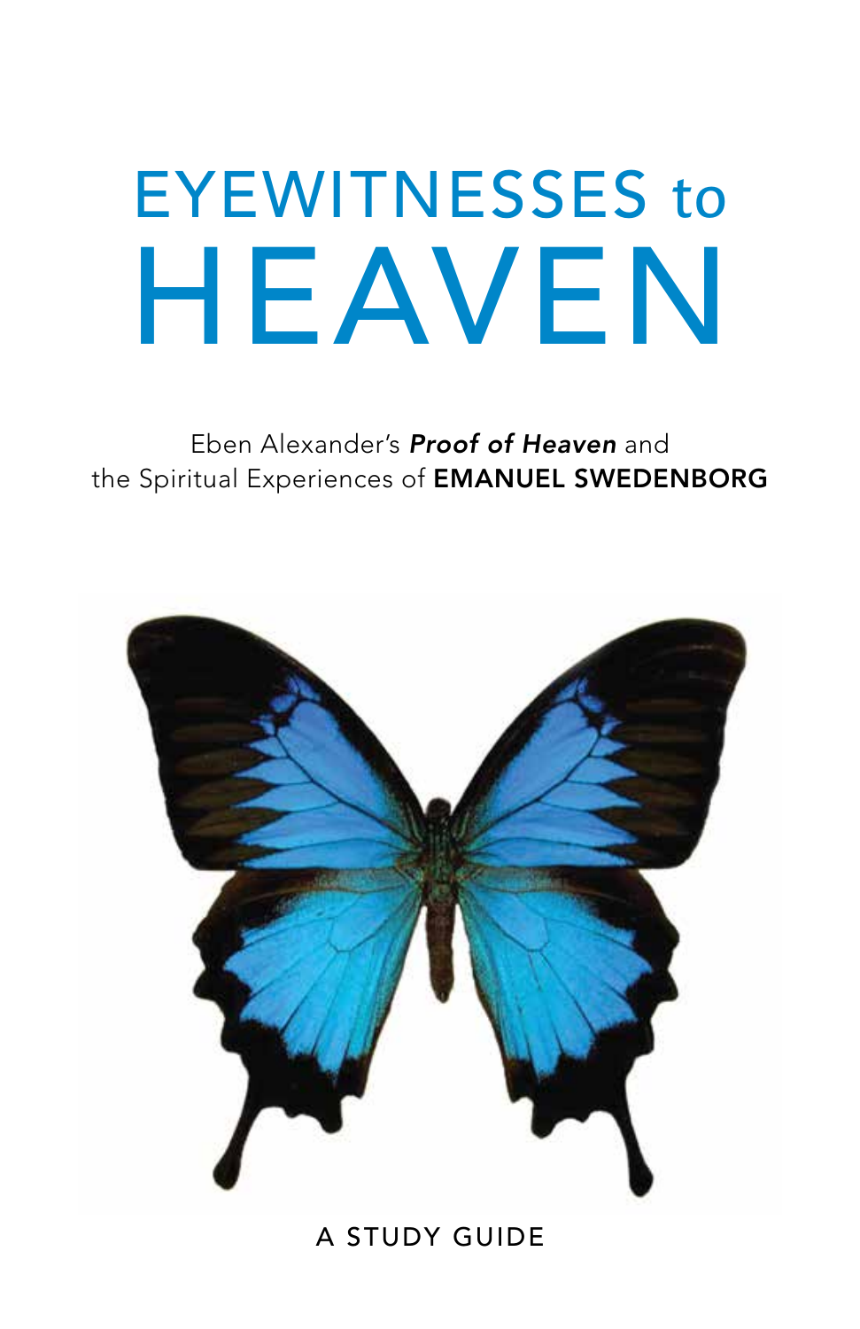# EYEWITNESSES to HEAVEN

Eben Alexander's ***Proof of Heaven*** and the Spiritual Experiences of **EMANUEL SWEDENBORG**

A STUDY GUIDE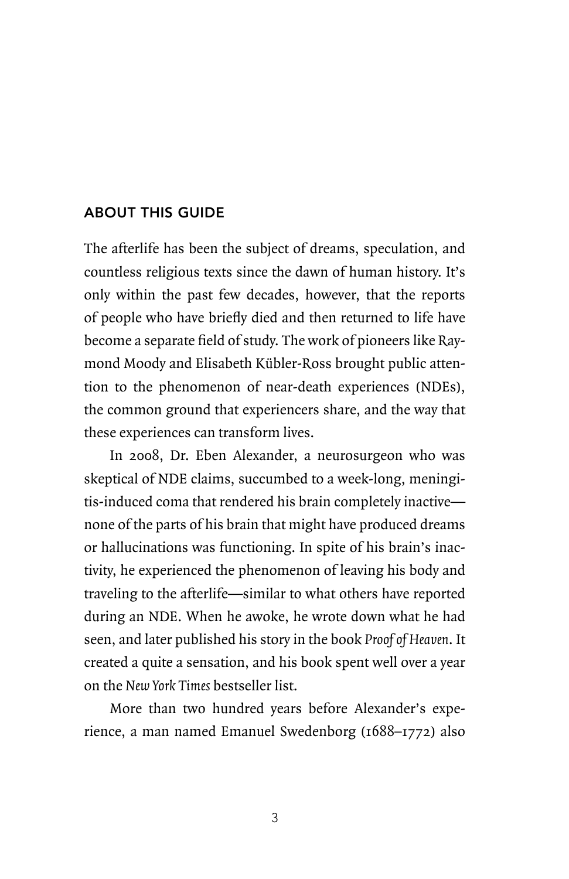## ABOUT THIS GUIDE

The afterlife has been the subject of dreams, speculation, and countless religious texts since the dawn of human history. It's only within the past few decades, however, that the reports of people who have briefly died and then returned to life have become a separate field of study. The work of pioneers like Raymond Moody and Elisabeth Kübler-Ross brought public attention to the phenomenon of near-death experiences (NDEs), the common ground that experiencers share, and the way that these experiences can transform lives.

In 2008, Dr. Eben Alexander, a neurosurgeon who was skeptical of NDE claims, succumbed to a week-long, meningitis-induced coma that rendered his brain completely inactive—none of the parts of his brain that might have produced dreams or hallucinations was functioning. In spite of his brain's inactivity, he experienced the phenomenon of leaving his body and traveling to the afterlife—similar to what others have reported during an NDE. When he awoke, he wrote down what he had seen, and later published his story in the book *Proof of Heaven*. It created a quite a sensation, and his book spent well over a year on the *New York Times* bestseller list.

More than two hundred years before Alexander's experience, a man named Emanuel Swedenborg (1688–1772) also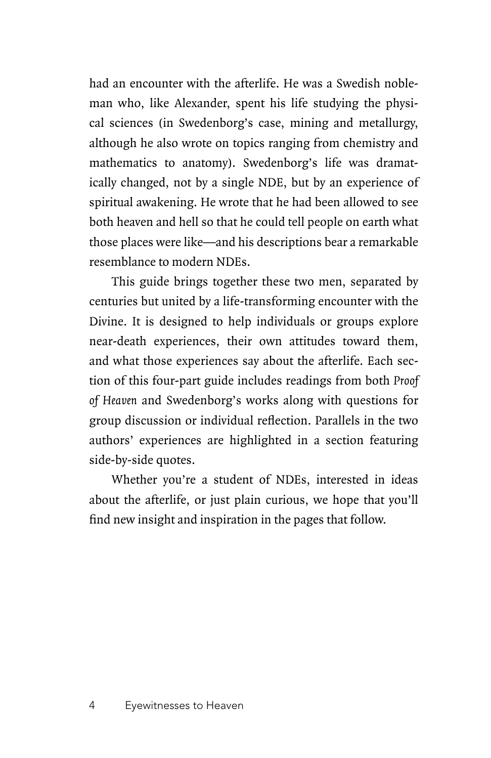had an encounter with the afterlife. He was a Swedish nobleman who, like Alexander, spent his life studying the physical sciences (in Swedenborg's case, mining and metallurgy, although he also wrote on topics ranging from chemistry and mathematics to anatomy). Swedenborg's life was dramatically changed, not by a single NDE, but by an experience of spiritual awakening. He wrote that he had been allowed to see both heaven and hell so that he could tell people on earth what those places were like—and his descriptions bear a remarkable resemblance to modern NDEs.

This guide brings together these two men, separated by centuries but united by a life-transforming encounter with the Divine. It is designed to help individuals or groups explore near-death experiences, their own attitudes toward them, and what those experiences say about the afterlife. Each section of this four-part guide includes readings from both *Proof of Heaven* and Swedenborg's works along with questions for group discussion or individual reflection. Parallels in the two authors' experiences are highlighted in a section featuring side-by-side quotes.

Whether you're a student of NDEs, interested in ideas about the afterlife, or just plain curious, we hope that you'll find new insight and inspiration in the pages that follow.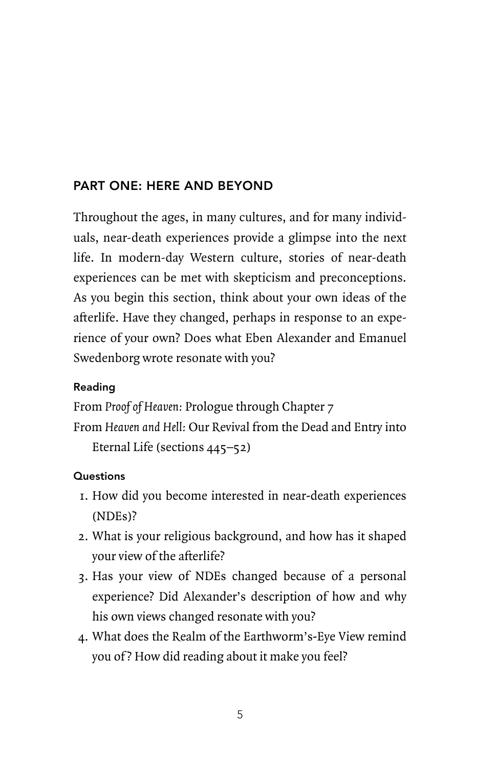## PART ONE: HERE AND BEYOND

Throughout the ages, in many cultures, and for many individuals, near-death experiences provide a glimpse into the next life. In modern-day Western culture, stories of near-death experiences can be met with skepticism and preconceptions. As you begin this section, think about your own ideas of the afterlife. Have they changed, perhaps in response to an experience of your own? Does what Eben Alexander and Emanuel Swedenborg wrote resonate with you?

### Reading

From *Proof of Heaven:* Prologue through Chapter 7
From *Heaven and Hell:* Our Revival from the Dead and Entry into Eternal Life (sections 445–52)

### Questions

1. How did you become interested in near-death experiences (NDEs)?
2. What is your religious background, and how has it shaped your view of the afterlife?
3. Has your view of NDEs changed because of a personal experience? Did Alexander's description of how and why his own views changed resonate with you?
4. What does the Realm of the Earthworm's-Eye View remind you of? How did reading about it make you feel?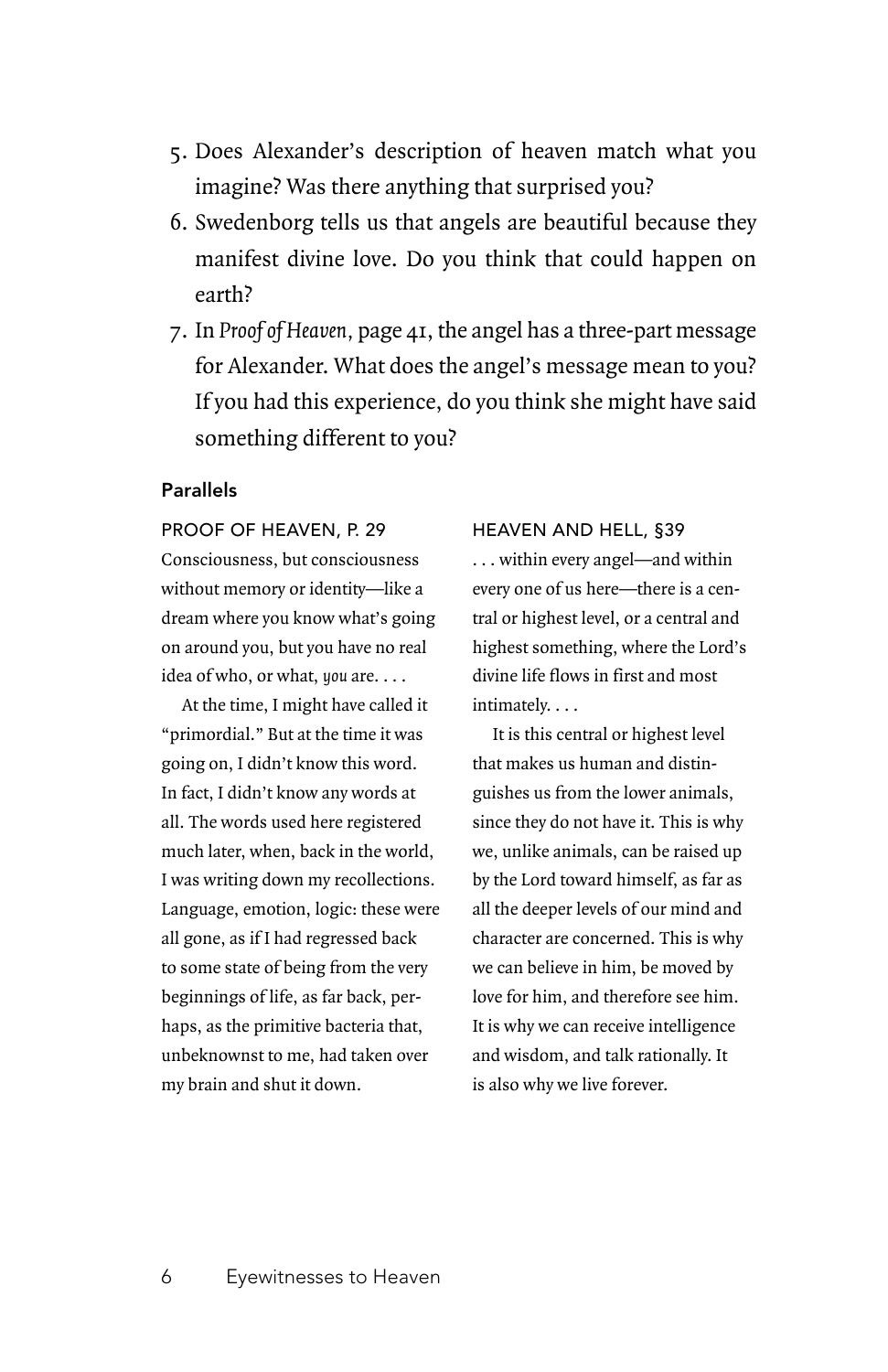5. Does Alexander's description of heaven match what you imagine? Was there anything that surprised you?
6. Swedenborg tells us that angels are beautiful because they manifest divine love. Do you think that could happen on earth?
7. In *Proof of Heaven*, page 41, the angel has a three-part message for Alexander. What does the angel's message mean to you? If you had this experience, do you think she might have said something different to you?

**Parallels**

PROOF OF HEAVEN, P. 29

Consciousness, but consciousness without memory or identity—like a dream where you know what's going on around you, but you have no real idea of who, or what, *you* are. . . .

At the time, I might have called it "primordial." But at the time it was going on, I didn't know this word. In fact, I didn't know any words at all. The words used here registered much later, when, back in the world, I was writing down my recollections. Language, emotion, logic: these were all gone, as if I had regressed back to some state of being from the very beginnings of life, as far back, perhaps, as the primitive bacteria that, unbeknownst to me, had taken over my brain and shut it down.

HEAVEN AND HELL, §39

. . . within every angel—and within every one of us here—there is a central or highest level, or a central and highest something, where the Lord's divine life flows in first and most intimately. . . .

It is this central or highest level that makes us human and distinguishes us from the lower animals, since they do not have it. This is why we, unlike animals, can be raised up by the Lord toward himself, as far as all the deeper levels of our mind and character are concerned. This is why we can believe in him, be moved by love for him, and therefore see him. It is why we can receive intelligence and wisdom, and talk rationally. It is also why we live forever.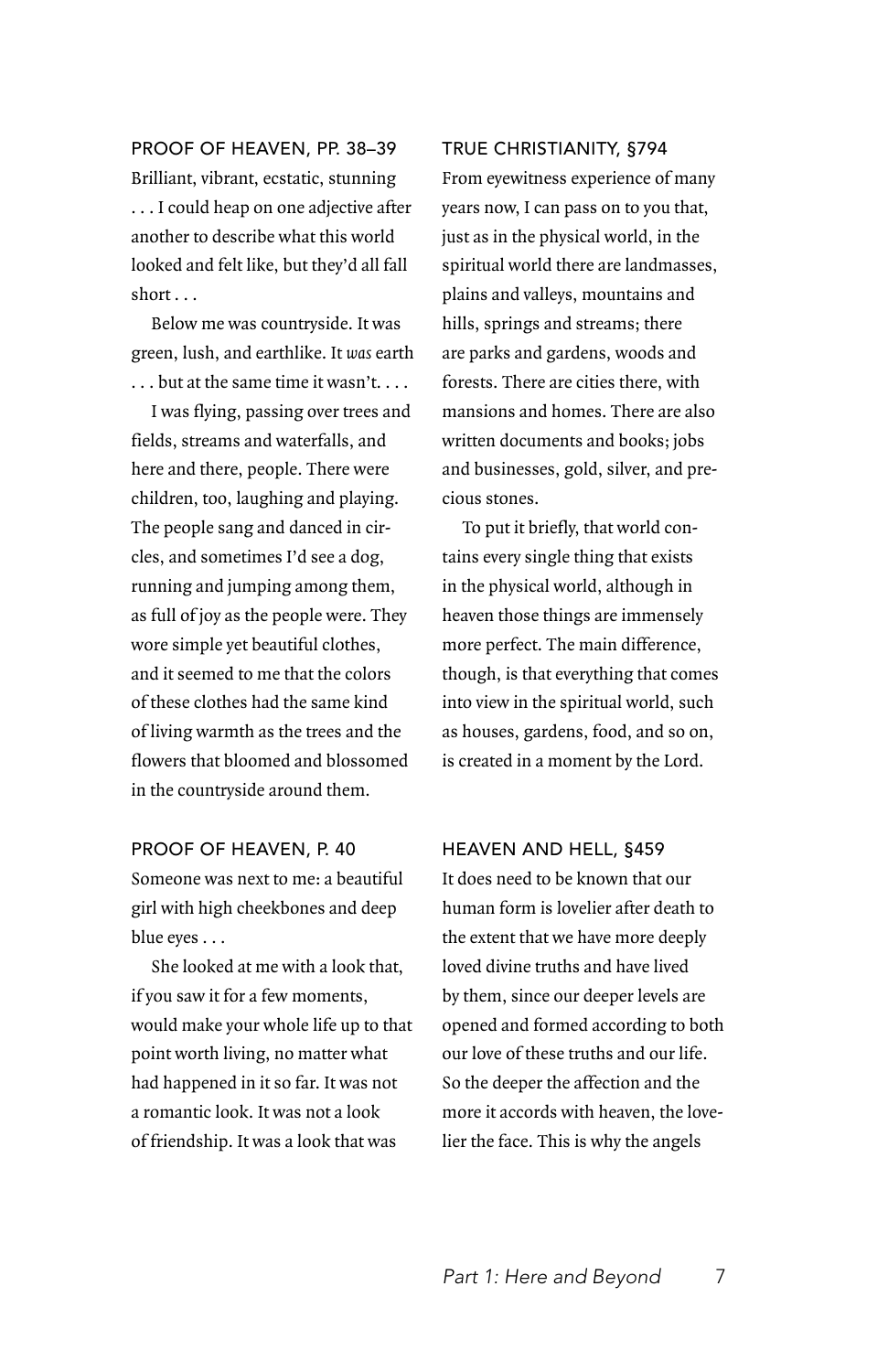### PROOF OF HEAVEN, PP. 38–39

Brilliant, vibrant, ecstatic, stunning . . . I could heap on one adjective after another to describe what this world looked and felt like, but they'd all fall short . . .

Below me was countryside. It was green, lush, and earthlike. It *was* earth . . . but at the same time it wasn't. . . .

I was flying, passing over trees and fields, streams and waterfalls, and here and there, people. There were children, too, laughing and playing. The people sang and danced in circles, and sometimes I'd see a dog, running and jumping among them, as full of joy as the people were. They wore simple yet beautiful clothes, and it seemed to me that the colors of these clothes had the same kind of living warmth as the trees and the flowers that bloomed and blossomed in the countryside around them.

### PROOF OF HEAVEN, P. 40

Someone was next to me: a beautiful girl with high cheekbones and deep blue eyes . . .

She looked at me with a look that, if you saw it for a few moments, would make your whole life up to that point worth living, no matter what had happened in it so far. It was not a romantic look. It was not a look of friendship. It was a look that was

### TRUE CHRISTIANITY, §794

From eyewitness experience of many years now, I can pass on to you that, just as in the physical world, in the spiritual world there are landmasses, plains and valleys, mountains and hills, springs and streams; there are parks and gardens, woods and forests. There are cities there, with mansions and homes. There are also written documents and books; jobs and businesses, gold, silver, and precious stones.

To put it briefly, that world contains every single thing that exists in the physical world, although in heaven those things are immensely more perfect. The main difference, though, is that everything that comes into view in the spiritual world, such as houses, gardens, food, and so on, is created in a moment by the Lord.

### HEAVEN AND HELL, §459

It does need to be known that our human form is lovelier after death to the extent that we have more deeply loved divine truths and have lived by them, since our deeper levels are opened and formed according to both our love of these truths and our life. So the deeper the affection and the more it accords with heaven, the lovelier the face. This is why the angels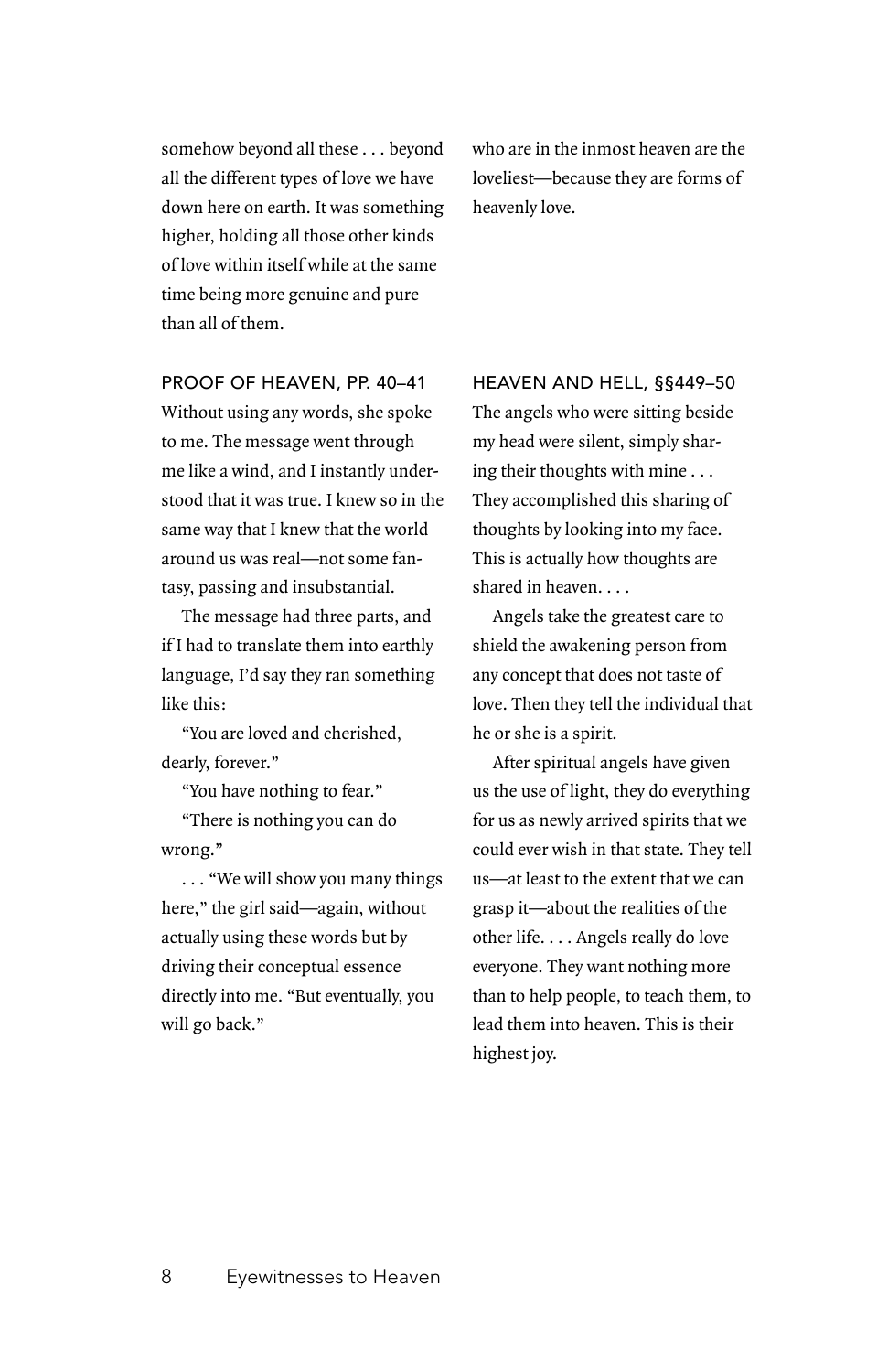somehow beyond all these . . . beyond all the different types of love we have down here on earth. It was something higher, holding all those other kinds of love within itself while at the same time being more genuine and pure than all of them.

who are in the inmost heaven are the loveliest—because they are forms of heavenly love.

PROOF OF HEAVEN, PP. 40–41

Without using any words, she spoke to me. The message went through me like a wind, and I instantly understood that it was true. I knew so in the same way that I knew that the world around us was real—not some fantasy, passing and insubstantial.

The message had three parts, and if I had to translate them into earthly language, I'd say they ran something like this:

"You are loved and cherished, dearly, forever."

"You have nothing to fear."

"There is nothing you can do wrong."

. . . "We will show you many things here," the girl said—again, without actually using these words but by driving their conceptual essence directly into me. "But eventually, you will go back."

HEAVEN AND HELL, §§449–50

The angels who were sitting beside my head were silent, simply sharing their thoughts with mine . . . They accomplished this sharing of thoughts by looking into my face. This is actually how thoughts are shared in heaven. . . .

Angels take the greatest care to shield the awakening person from any concept that does not taste of love. Then they tell the individual that he or she is a spirit.

After spiritual angels have given us the use of light, they do everything for us as newly arrived spirits that we could ever wish in that state. They tell us—at least to the extent that we can grasp it—about the realities of the other life. . . . Angels really do love everyone. They want nothing more than to help people, to teach them, to lead them into heaven. This is their highest joy.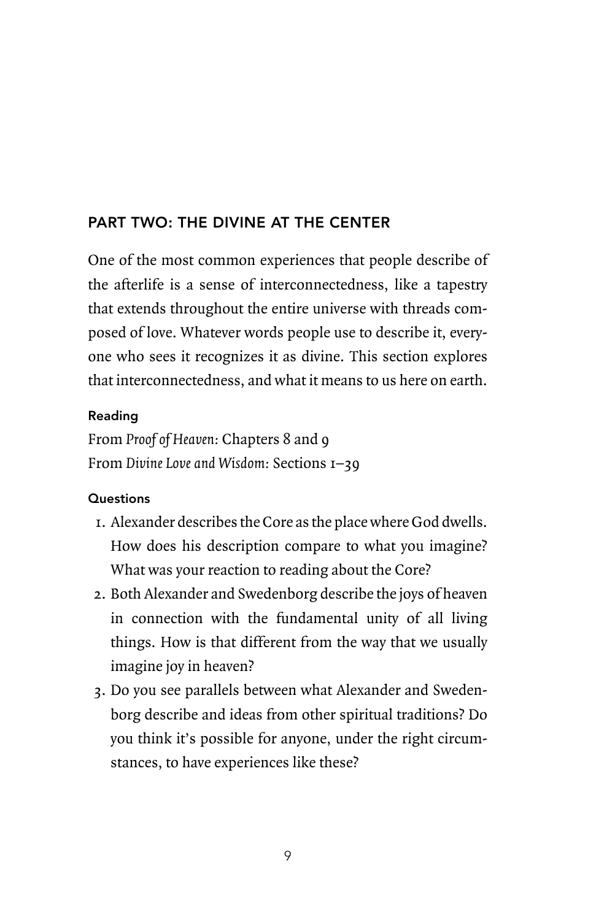## PART TWO: THE DIVINE AT THE CENTER

One of the most common experiences that people describe of the afterlife is a sense of interconnectedness, like a tapestry that extends throughout the entire universe with threads composed of love. Whatever words people use to describe it, everyone who sees it recognizes it as divine. This section explores that interconnectedness, and what it means to us here on earth.

### Reading

From *Proof of Heaven:* Chapters 8 and 9
From *Divine Love and Wisdom:* Sections 1–39

### Questions

1. Alexander describes the Core as the place where God dwells. How does his description compare to what you imagine? What was your reaction to reading about the Core?
2. Both Alexander and Swedenborg describe the joys of heaven in connection with the fundamental unity of all living things. How is that different from the way that we usually imagine joy in heaven?
3. Do you see parallels between what Alexander and Swedenborg describe and ideas from other spiritual traditions? Do you think it's possible for anyone, under the right circumstances, to have experiences like these?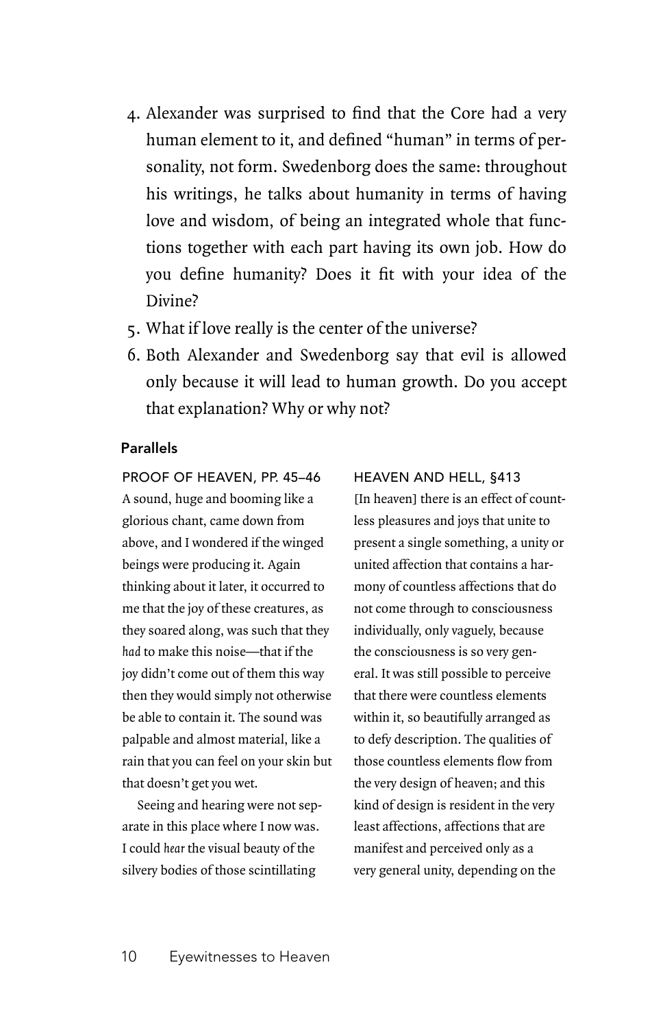4. Alexander was surprised to find that the Core had a very human element to it, and defined "human" in terms of personality, not form. Swedenborg does the same: throughout his writings, he talks about humanity in terms of having love and wisdom, of being an integrated whole that functions together with each part having its own job. How do you define humanity? Does it fit with your idea of the Divine?
5. What if love really is the center of the universe?
6. Both Alexander and Swedenborg say that evil is allowed only because it will lead to human growth. Do you accept that explanation? Why or why not?

#### Parallels

PROOF OF HEAVEN, PP. 45–46

A sound, huge and booming like a glorious chant, came down from above, and I wondered if the winged beings were producing it. Again thinking about it later, it occurred to me that the joy of these creatures, as they soared along, was such that they *had* to make this noise—that if the joy didn't come out of them this way then they would simply not otherwise be able to contain it. The sound was palpable and almost material, like a rain that you can feel on your skin but that doesn't get you wet.

Seeing and hearing were not separate in this place where I now was. I could *hear* the visual beauty of the silvery bodies of those scintillating

HEAVEN AND HELL, §413

[In heaven] there is an effect of countless pleasures and joys that unite to present a single something, a unity or united affection that contains a harmony of countless affections that do not come through to consciousness individually, only vaguely, because the consciousness is so very general. It was still possible to perceive that there were countless elements within it, so beautifully arranged as to defy description. The qualities of those countless elements flow from the very design of heaven; and this kind of design is resident in the very least affections, affections that are manifest and perceived only as a very general unity, depending on the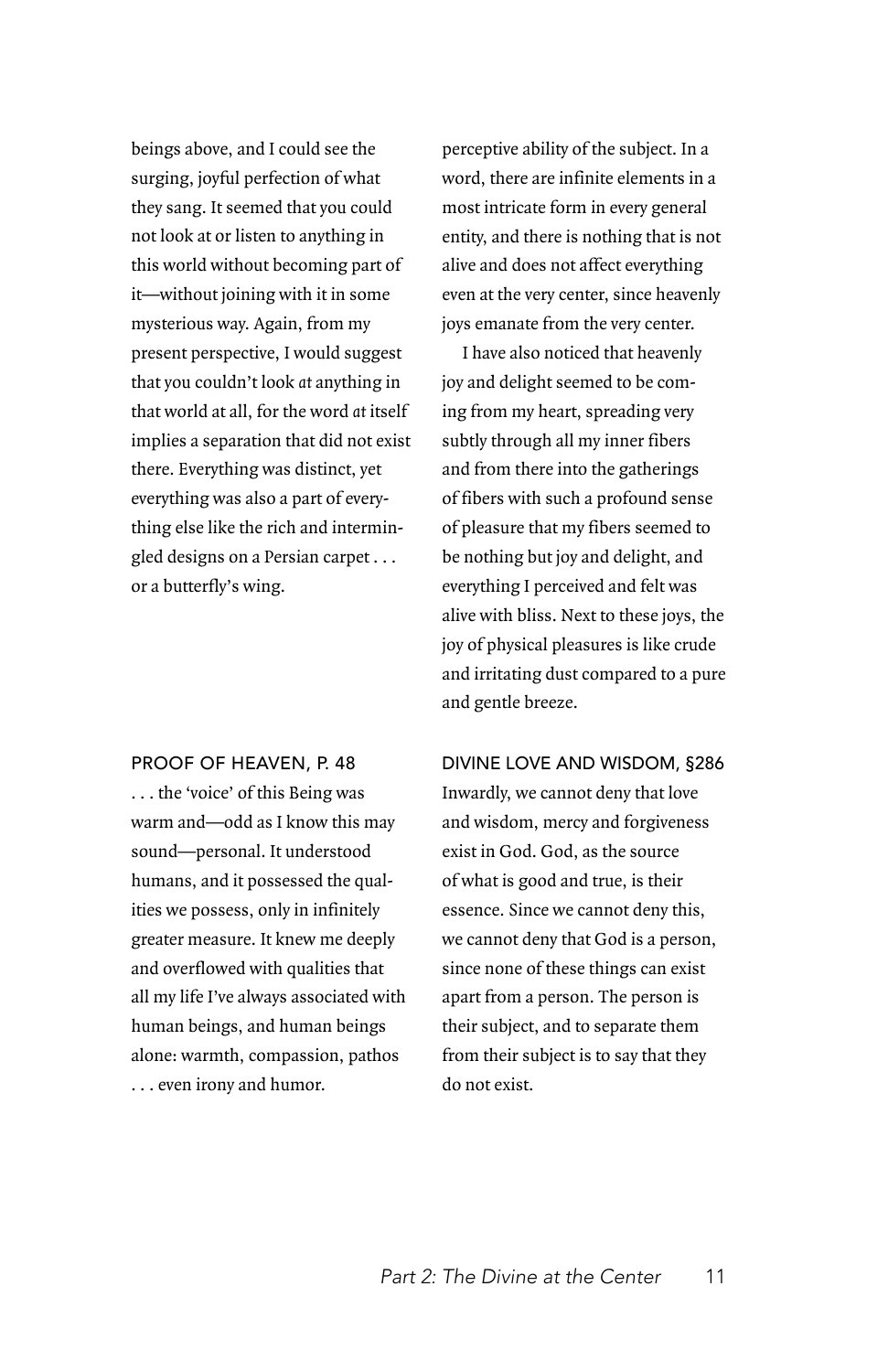beings above, and I could see the surging, joyful perfection of what they sang. It seemed that you could not look at or listen to anything in this world without becoming part of it—without joining with it in some mysterious way. Again, from my present perspective, I would suggest that you couldn't look *at* anything in that world at all, for the word *at* itself implies a separation that did not exist there. Everything was distinct, yet everything was also a part of everything else like the rich and intermingled designs on a Persian carpet . . . or a butterfly's wing.

perceptive ability of the subject. In a word, there are infinite elements in a most intricate form in every general entity, and there is nothing that is not alive and does not affect everything even at the very center, since heavenly joys emanate from the very center.

I have also noticed that heavenly joy and delight seemed to be coming from my heart, spreading very subtly through all my inner fibers and from there into the gatherings of fibers with such a profound sense of pleasure that my fibers seemed to be nothing but joy and delight, and everything I perceived and felt was alive with bliss. Next to these joys, the joy of physical pleasures is like crude and irritating dust compared to a pure and gentle breeze.

### PROOF OF HEAVEN, P. 48

. . . the 'voice' of this Being was warm and—odd as I know this may sound—personal. It understood humans, and it possessed the qualities we possess, only in infinitely greater measure. It knew me deeply and overflowed with qualities that all my life I've always associated with human beings, and human beings alone: warmth, compassion, pathos . . . even irony and humor.

### DIVINE LOVE AND WISDOM, §286

Inwardly, we cannot deny that love and wisdom, mercy and forgiveness exist in God. God, as the source of what is good and true, is their essence. Since we cannot deny this, we cannot deny that God is a person, since none of these things can exist apart from a person. The person is their subject, and to separate them from their subject is to say that they do not exist.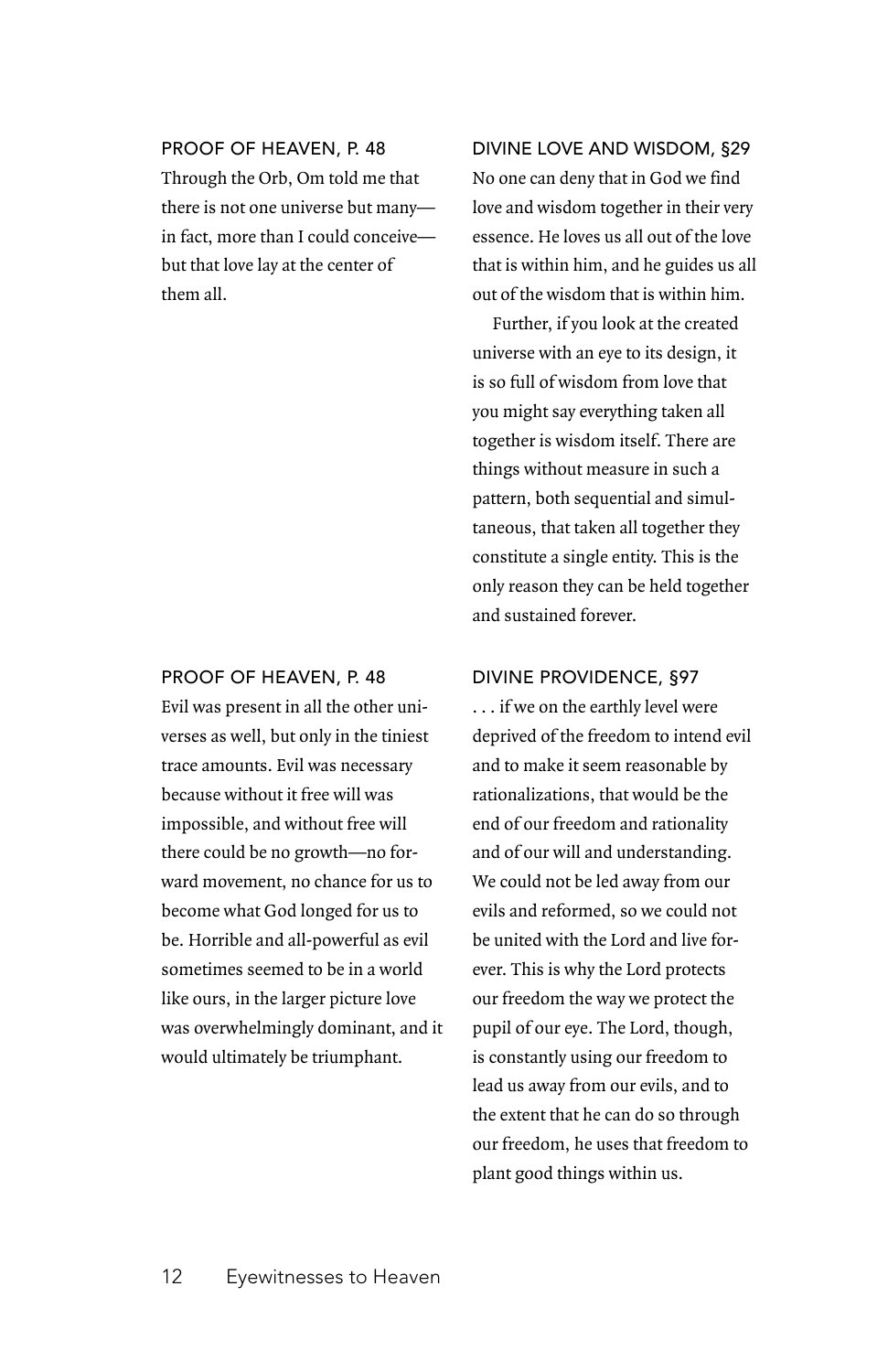PROOF OF HEAVEN, P. 48

Through the Orb, Om told me that there is not one universe but many—in fact, more than I could conceive—but that love lay at the center of them all.

DIVINE LOVE AND WISDOM, §29

No one can deny that in God we find love and wisdom together in their very essence. He loves us all out of the love that is within him, and he guides us all out of the wisdom that is within him.

Further, if you look at the created universe with an eye to its design, it is so full of wisdom from love that you might say everything taken all together is wisdom itself. There are things without measure in such a pattern, both sequential and simultaneous, that taken all together they constitute a single entity. This is the only reason they can be held together and sustained forever.

PROOF OF HEAVEN, P. 48

Evil was present in all the other universes as well, but only in the tiniest trace amounts. Evil was necessary because without it free will was impossible, and without free will there could be no growth—no forward movement, no chance for us to become what God longed for us to be. Horrible and all-powerful as evil sometimes seemed to be in a world like ours, in the larger picture love was overwhelmingly dominant, and it would ultimately be triumphant.

DIVINE PROVIDENCE, §97

. . . if we on the earthly level were deprived of the freedom to intend evil and to make it seem reasonable by rationalizations, that would be the end of our freedom and rationality and of our will and understanding. We could not be led away from our evils and reformed, so we could not be united with the Lord and live forever. This is why the Lord protects our freedom the way we protect the pupil of our eye. The Lord, though, is constantly using our freedom to lead us away from our evils, and to the extent that he can do so through our freedom, he uses that freedom to plant good things within us.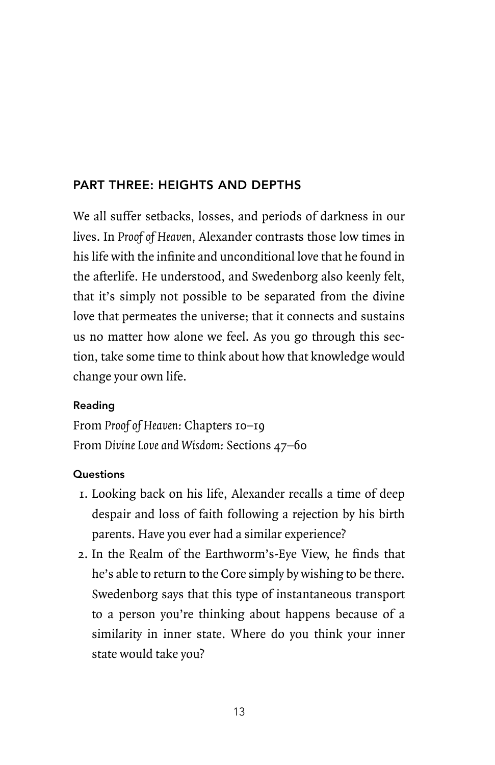## PART THREE: HEIGHTS AND DEPTHS

We all suffer setbacks, losses, and periods of darkness in our lives. In *Proof of Heaven*, Alexander contrasts those low times in his life with the infinite and unconditional love that he found in the afterlife. He understood, and Swedenborg also keenly felt, that it's simply not possible to be separated from the divine love that permeates the universe; that it connects and sustains us no matter how alone we feel. As you go through this section, take some time to think about how that knowledge would change your own life.

### Reading

From *Proof of Heaven:* Chapters 10–19
From *Divine Love and Wisdom:* Sections 47–60

### Questions

1. Looking back on his life, Alexander recalls a time of deep despair and loss of faith following a rejection by his birth parents. Have you ever had a similar experience?
2. In the Realm of the Earthworm's-Eye View, he finds that he's able to return to the Core simply by wishing to be there. Swedenborg says that this type of instantaneous transport to a person you're thinking about happens because of a similarity in inner state. Where do you think your inner state would take you?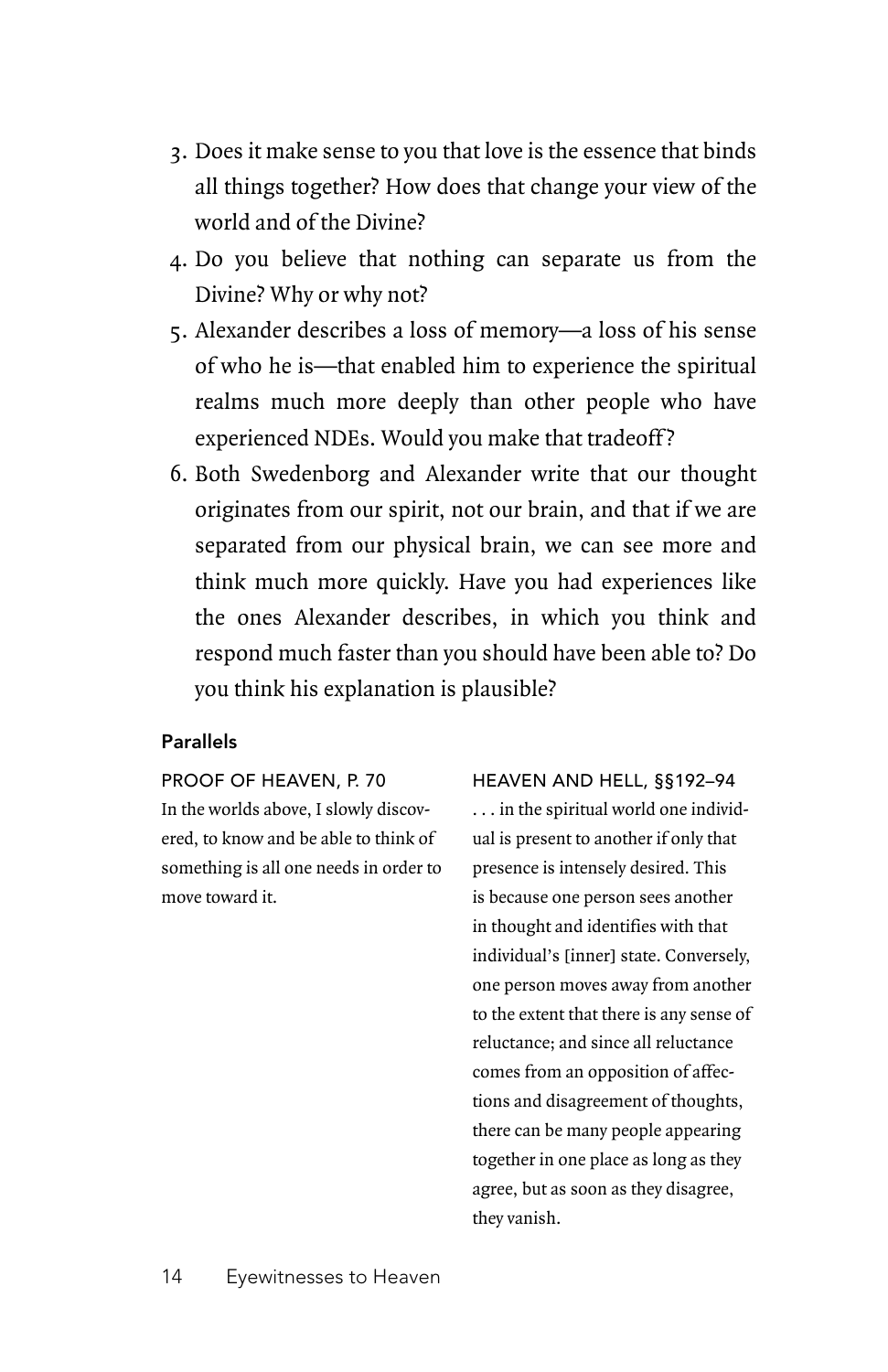3. Does it make sense to you that love is the essence that binds all things together? How does that change your view of the world and of the Divine?
4. Do you believe that nothing can separate us from the Divine? Why or why not?
5. Alexander describes a loss of memory—a loss of his sense of who he is—that enabled him to experience the spiritual realms much more deeply than other people who have experienced NDEs. Would you make that tradeoff?
6. Both Swedenborg and Alexander write that our thought originates from our spirit, not our brain, and that if we are separated from our physical brain, we can see more and think much more quickly. Have you had experiences like the ones Alexander describes, in which you think and respond much faster than you should have been able to? Do you think his explanation is plausible?

### Parallels

PROOF OF HEAVEN, P. 70

In the worlds above, I slowly discovered, to know and be able to think of something is all one needs in order to move toward it.

HEAVEN AND HELL, §§192–94

. . . in the spiritual world one individual is present to another if only that presence is intensely desired. This is because one person sees another in thought and identifies with that individual's [inner] state. Conversely, one person moves away from another to the extent that there is any sense of reluctance; and since all reluctance comes from an opposition of affections and disagreement of thoughts, there can be many people appearing together in one place as long as they agree, but as soon as they disagree, they vanish.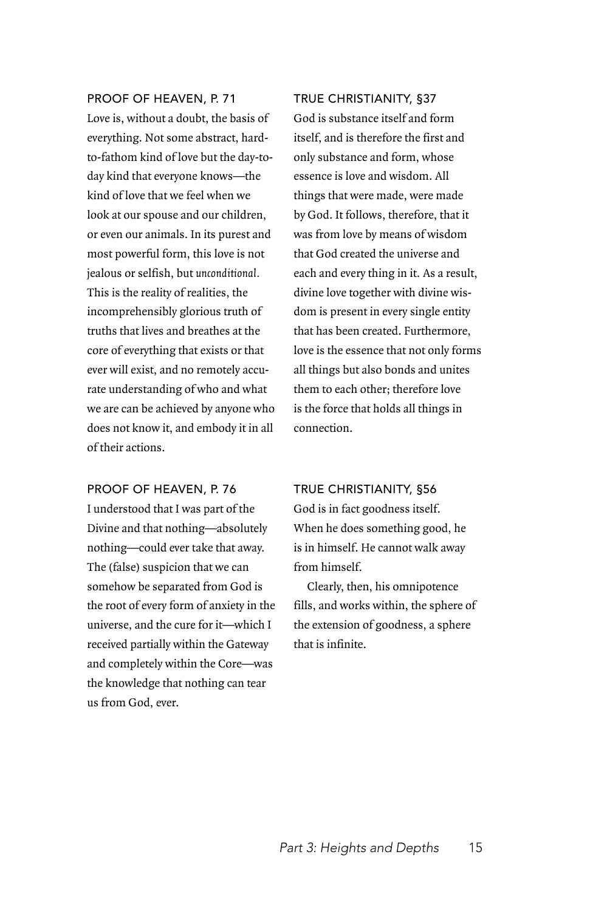### PROOF OF HEAVEN, P. 71

Love is, without a doubt, the basis of everything. Not some abstract, hard-to-fathom kind of love but the day-to-day kind that everyone knows—the kind of love that we feel when we look at our spouse and our children, or even our animals. In its purest and most powerful form, this love is not jealous or selfish, but *unconditional*. This is the reality of realities, the incomprehensibly glorious truth of truths that lives and breathes at the core of everything that exists or that ever will exist, and no remotely accurate understanding of who and what we are can be achieved by anyone who does not know it, and embody it in all of their actions.

### PROOF OF HEAVEN, P. 76

I understood that I was part of the Divine and that nothing—absolutely nothing—could ever take that away. The (false) suspicion that we can somehow be separated from God is the root of every form of anxiety in the universe, and the cure for it—which I received partially within the Gateway and completely within the Core—was the knowledge that nothing can tear us from God, ever.

### TRUE CHRISTIANITY, §37

God is substance itself and form itself, and is therefore the first and only substance and form, whose essence is love and wisdom. All things that were made, were made by God. It follows, therefore, that it was from love by means of wisdom that God created the universe and each and every thing in it. As a result, divine love together with divine wisdom is present in every single entity that has been created. Furthermore, love is the essence that not only forms all things but also bonds and unites them to each other; therefore love is the force that holds all things in connection.

### TRUE CHRISTIANITY, §56

God is in fact goodness itself. When he does something good, he is in himself. He cannot walk away from himself.

Clearly, then, his omnipotence fills, and works within, the sphere of the extension of goodness, a sphere that is infinite.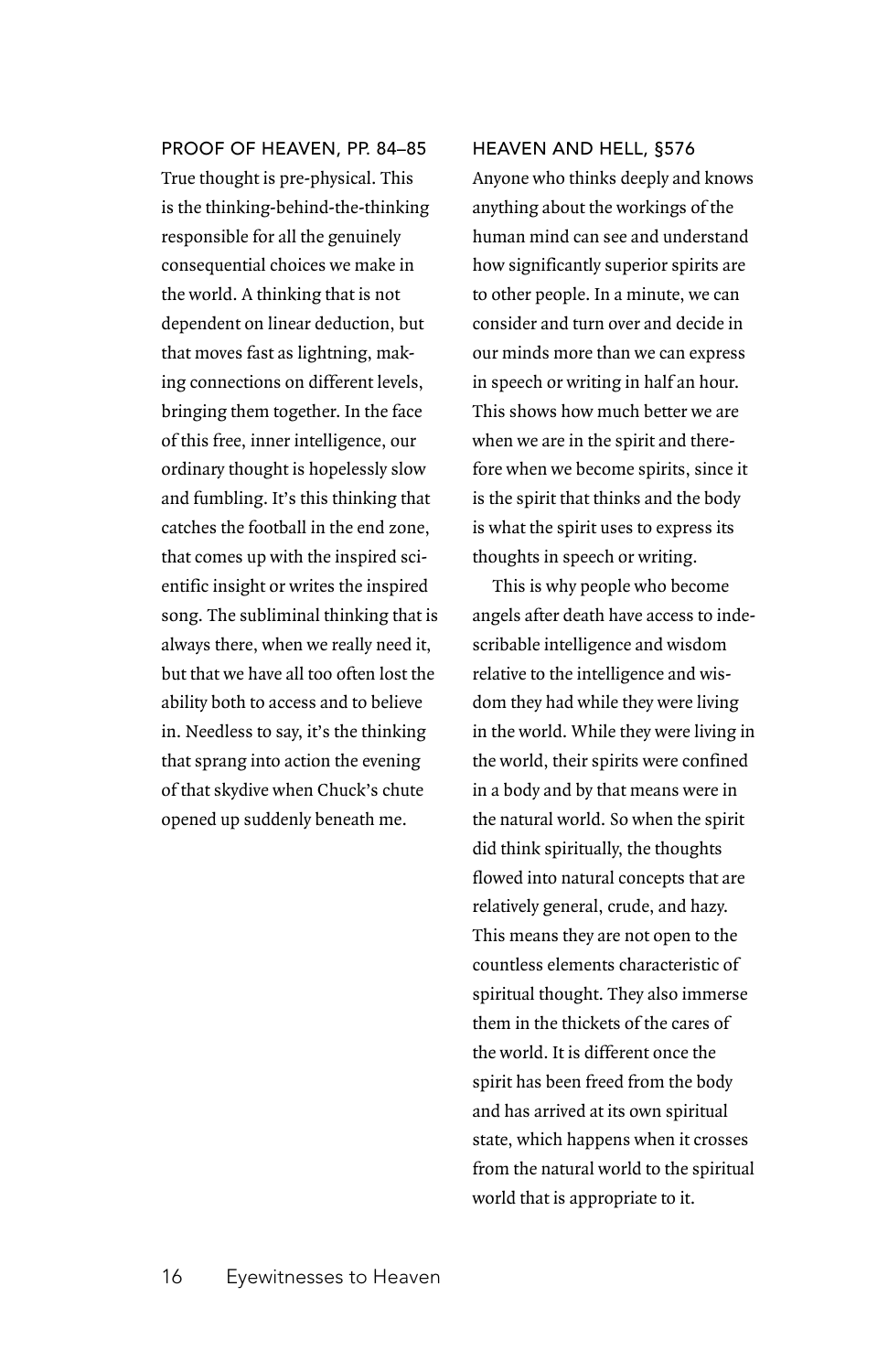### PROOF OF HEAVEN, PP. 84–85

True thought is pre-physical. This is the thinking-behind-the-thinking responsible for all the genuinely consequential choices we make in the world. A thinking that is not dependent on linear deduction, but that moves fast as lightning, making connections on different levels, bringing them together. In the face of this free, inner intelligence, our ordinary thought is hopelessly slow and fumbling. It's this thinking that catches the football in the end zone, that comes up with the inspired scientific insight or writes the inspired song. The subliminal thinking that is always there, when we really need it, but that we have all too often lost the ability both to access and to believe in. Needless to say, it's the thinking that sprang into action the evening of that skydive when Chuck's chute opened up suddenly beneath me.

### HEAVEN AND HELL, §576

Anyone who thinks deeply and knows anything about the workings of the human mind can see and understand how significantly superior spirits are to other people. In a minute, we can consider and turn over and decide in our minds more than we can express in speech or writing in half an hour. This shows how much better we are when we are in the spirit and therefore when we become spirits, since it is the spirit that thinks and the body is what the spirit uses to express its thoughts in speech or writing.

This is why people who become angels after death have access to indescribable intelligence and wisdom relative to the intelligence and wisdom they had while they were living in the world. While they were living in the world, their spirits were confined in a body and by that means were in the natural world. So when the spirit did think spiritually, the thoughts flowed into natural concepts that are relatively general, crude, and hazy. This means they are not open to the countless elements characteristic of spiritual thought. They also immerse them in the thickets of the cares of the world. It is different once the spirit has been freed from the body and has arrived at its own spiritual state, which happens when it crosses from the natural world to the spiritual world that is appropriate to it.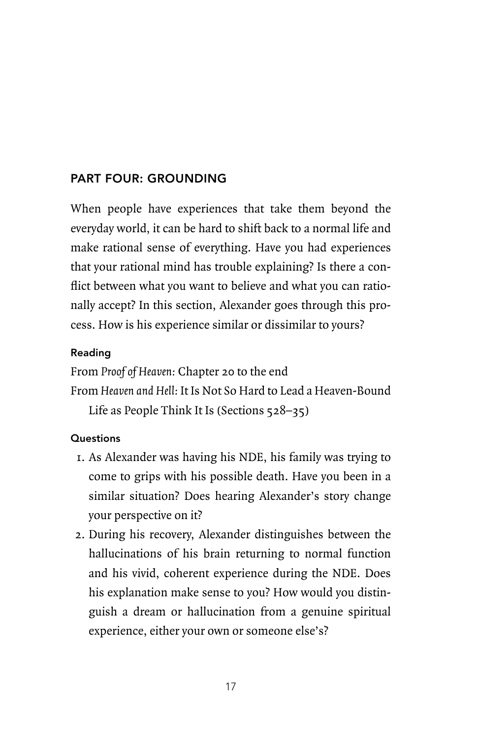## PART FOUR: GROUNDING

When people have experiences that take them beyond the everyday world, it can be hard to shift back to a normal life and make rational sense of everything. Have you had experiences that your rational mind has trouble explaining? Is there a conflict between what you want to believe and what you can rationally accept? In this section, Alexander goes through this process. How is his experience similar or dissimilar to yours?

### Reading

From *Proof of Heaven:* Chapter 20 to the end

From *Heaven and Hell:* It Is Not So Hard to Lead a Heaven-Bound Life as People Think It Is (Sections 528–35)

### Questions

1. As Alexander was having his NDE, his family was trying to come to grips with his possible death. Have you been in a similar situation? Does hearing Alexander's story change your perspective on it?
2. During his recovery, Alexander distinguishes between the hallucinations of his brain returning to normal function and his vivid, coherent experience during the NDE. Does his explanation make sense to you? How would you distinguish a dream or hallucination from a genuine spiritual experience, either your own or someone else's?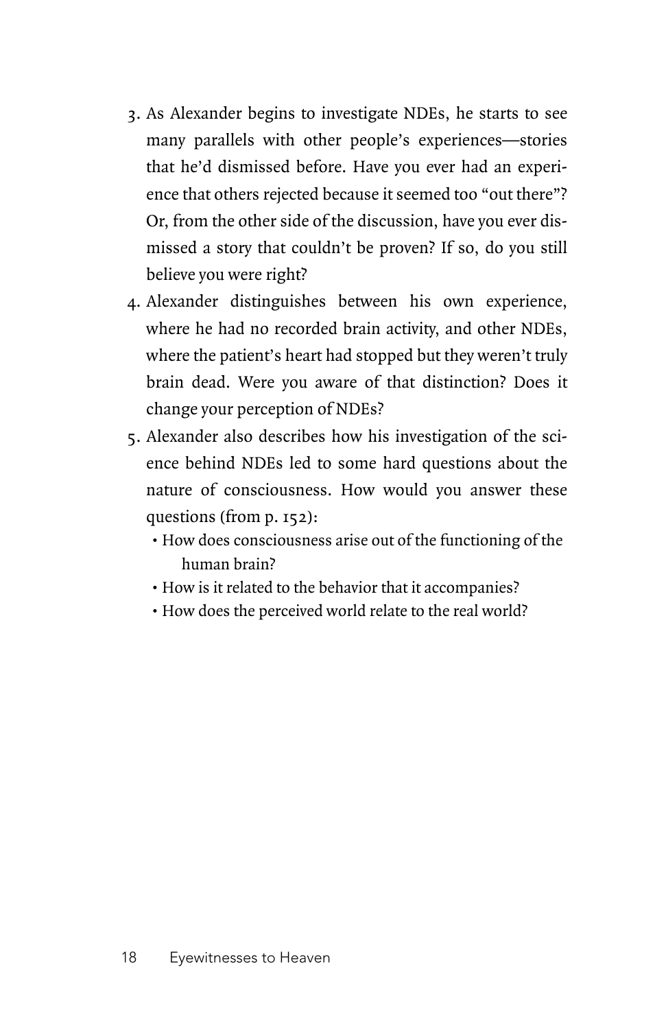3. As Alexander begins to investigate NDEs, he starts to see many parallels with other people's experiences—stories that he'd dismissed before. Have you ever had an experience that others rejected because it seemed too "out there"? Or, from the other side of the discussion, have you ever dismissed a story that couldn't be proven? If so, do you still believe you were right?
4. Alexander distinguishes between his own experience, where he had no recorded brain activity, and other NDEs, where the patient's heart had stopped but they weren't truly brain dead. Were you aware of that distinction? Does it change your perception of NDEs?
5. Alexander also describes how his investigation of the science behind NDEs led to some hard questions about the nature of consciousness. How would you answer these questions (from p. 152):
   - How does consciousness arise out of the functioning of the human brain?
   - How is it related to the behavior that it accompanies?
   - How does the perceived world relate to the real world?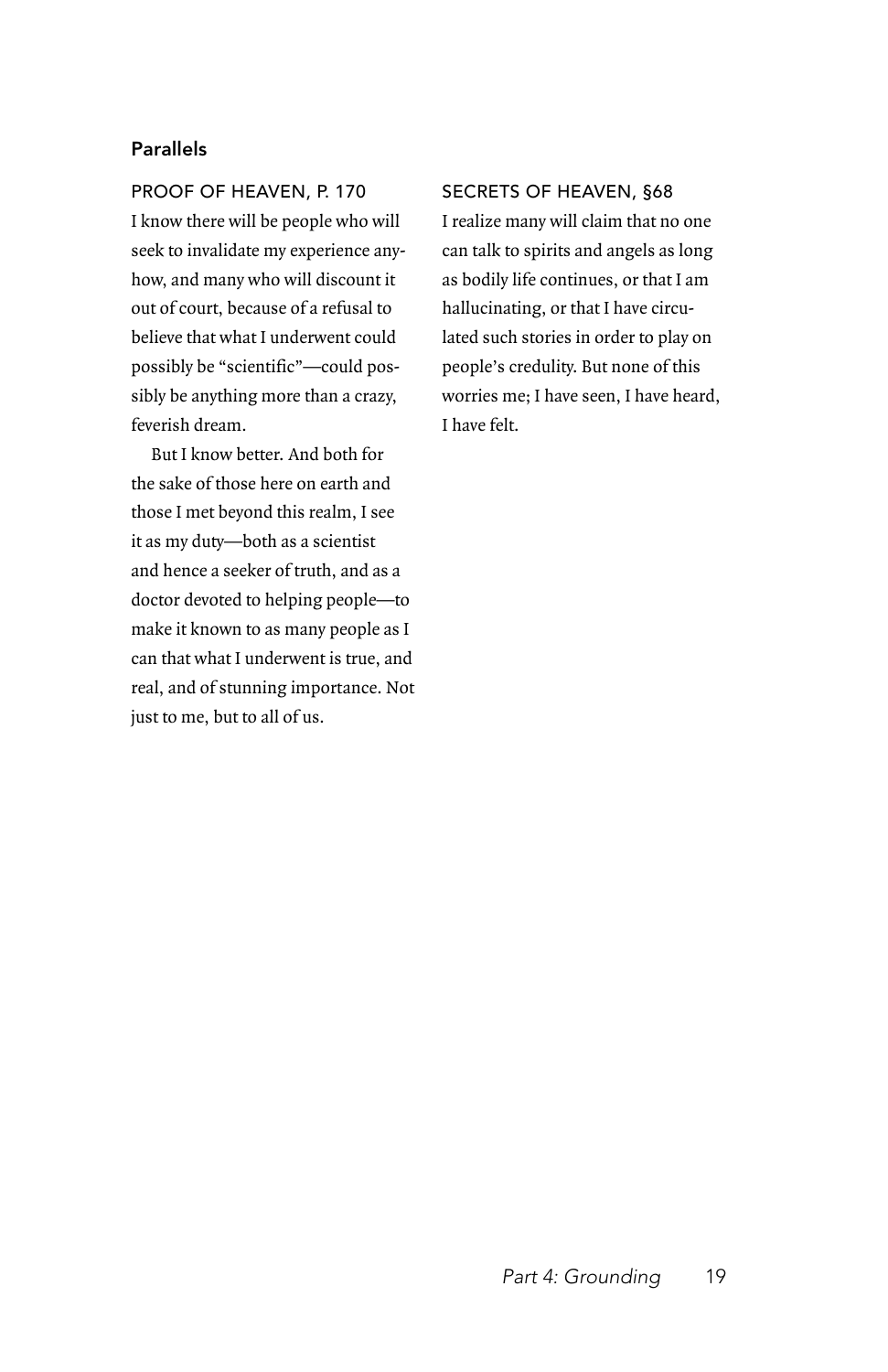## Parallels

### PROOF OF HEAVEN, P. 170

I know there will be people who will seek to invalidate my experience anyhow, and many who will discount it out of court, because of a refusal to believe that what I underwent could possibly be "scientific"—could possibly be anything more than a crazy, feverish dream.

But I know better. And both for the sake of those here on earth and those I met beyond this realm, I see it as my duty—both as a scientist and hence a seeker of truth, and as a doctor devoted to helping people—to make it known to as many people as I can that what I underwent is true, and real, and of stunning importance. Not just to me, but to all of us.

### SECRETS OF HEAVEN, §68

I realize many will claim that no one can talk to spirits and angels as long as bodily life continues, or that I am hallucinating, or that I have circulated such stories in order to play on people's credulity. But none of this worries me; I have seen, I have heard, I have felt.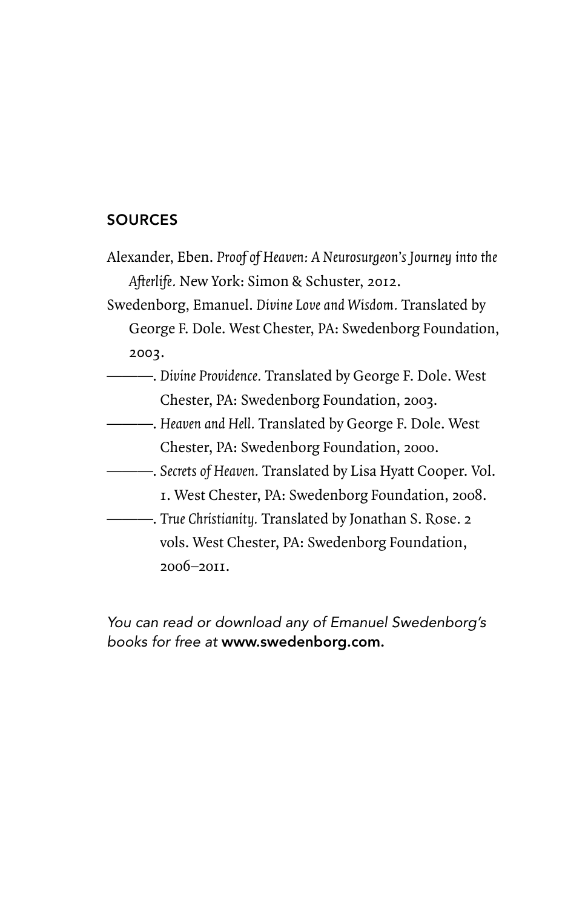## SOURCES

Alexander, Eben. *Proof of Heaven: A Neurosurgeon's Journey into the Afterlife.* New York: Simon & Schuster, 2012.

Swedenborg, Emanuel. *Divine Love and Wisdom.* Translated by George F. Dole. West Chester, PA: Swedenborg Foundation, 2003.

———. *Divine Providence.* Translated by George F. Dole. West Chester, PA: Swedenborg Foundation, 2003.

———. *Heaven and Hell.* Translated by George F. Dole. West Chester, PA: Swedenborg Foundation, 2000.

———. *Secrets of Heaven.* Translated by Lisa Hyatt Cooper. Vol. 1. West Chester, PA: Swedenborg Foundation, 2008.

———. *True Christianity.* Translated by Jonathan S. Rose. 2 vols. West Chester, PA: Swedenborg Foundation, 2006–2011.

*You can read or download any of Emanuel Swedenborg's books for free at* **www.swedenborg.com.**